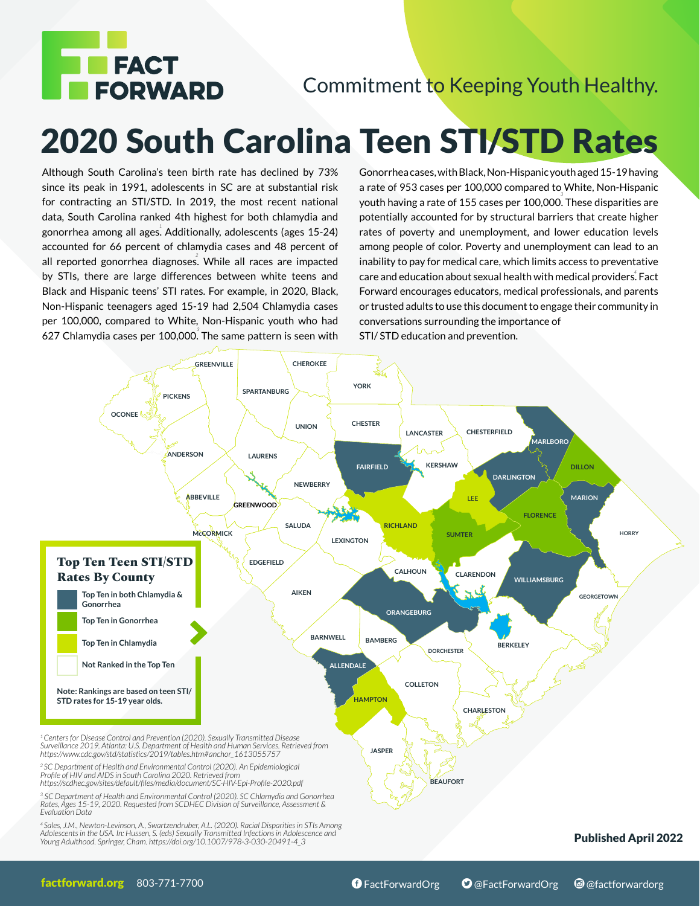# FACT FORWARD

Commitment to Keeping Youth Healthy.

# 2020 South Carolina Teen STI/STD Rates

Although South Carolina's teen birth rate has declined by 73% since its peak in 1991, adolescents in SC are at substantial risk for contracting an STI/STD. In 2019, the most recent national data, South Carolina ranked 4th highest for both chlamydia and gonorrhea among all ages.[1] Additionally, adolescents (ages 15-24) accounted for 66 percent of chlamydia cases and 48 percent of all reported gonorrhea diagnoses.[2] While all races are impacted by STIs, there are large differences between white teens and Black and Hispanic teens' STI rates. For example, in 2020, Black, Non-Hispanic teenagers aged 15-19 had 2,504 Chlamydia cases per 100,000, compared to White, Non-Hispanic youth who had 627 Chlamydia cases per 100,000.[3] The same pattern is seen with Gonorrhea cases, with Black, Non-Hispanic youth aged 15-19 having a rate of 953 cases per 100,000 compared to White, Non-Hispanic youth having a rate of 155 cases per 100,000.[3] These disparities are potentially accounted for by structural barriers that create higher rates of poverty and unemployment, and lower education levels among people of color. Poverty and unemployment can lead to an inability to pay for medical care, which limits access to preventative care and education about sexual health with medical providers.[4] Fact Forward encourages educators, medical professionals, and parents or trusted adults to use this document to engage their community in conversations surrounding the importance of STI/ STD education and prevention.

## Top Ten Teen STI/STD Rates By County

| Category | Counties |
|---|---|
| Top Ten in both Chlamydia & Gonorrhea | Fairfield, Marlboro, Darlington, Marion, Williamsburg, Orangeburg, Allendale |
| Top Ten in Gonorrhea | Dillon, Florence, Sumter |
| Top Ten in Chlamydia | Lee, Richland, Hampton |
| Not Ranked in the Top Ten | All other counties |

**Note: Rankings are based on teen STI/ STD rates for 15-19 year olds.**

[1] Centers for Disease Control and Prevention (2020). Sexually Transmitted Disease Surveillance 2019. Atlanta: U.S. Department of Health and Human Services. Retrieved from https://www.cdc.gov/std/statistics/2019/tables.htm#anchor_1613055757

[2] SC Department of Health and Environmental Control (2020). An Epidemiological Profile of HIV and AIDS in South Carolina 2020. Retrieved from https://scdhec.gov/sites/default/files/media/document/SC-HIV-Epi-Profile-2020.pdf

[3] SC Department of Health and Environmental Control (2020). SC Chlamydia and Gonorrhea Rates, Ages 15-19, 2020. Requested from SCDHEC Division of Surveillance, Assessment & Evaluation Data

[4] Sales, J.M., Newton-Levinson, A., Swartzendruber, A.L. (2020). Racial Disparities in STIs Among Adolescents in the USA. In: Hussen, S. (eds) Sexually Transmitted Infections in Adolescence and Young Adulthood. Springer, Cham. https://doi.org/10.1007/978-3-030-20491-4_3

**Published April 2022**

factforward.org 803-771-7700 FactForwardOrg @FactForwardOrg @factforwardorg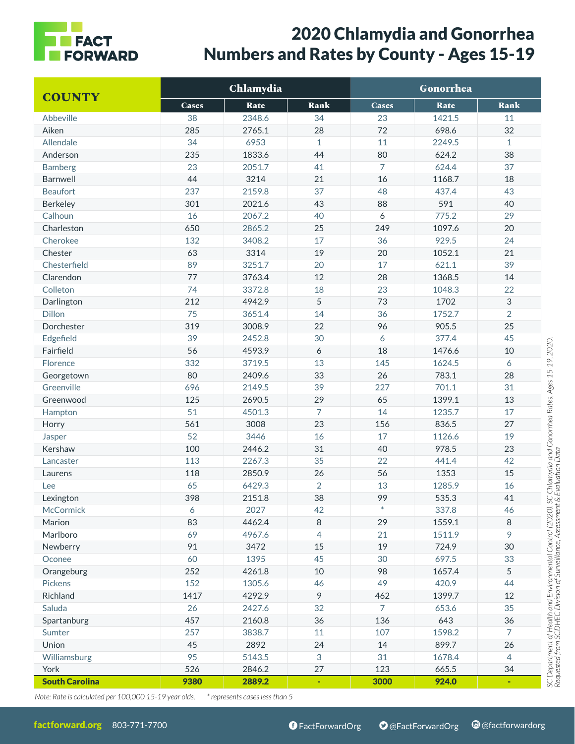FACT FORWARD

# 2020 Chlamydia and Gonorrhea Numbers and Rates by County - Ages 15-19

| COUNTY | Chlamydia | | | Gonorrhea | | |
|---|---|---|---|---|---|---|
| | Cases | Rate | Rank | Cases | Rate | Rank |
| Abbeville | 38 | 2348.6 | 34 | 23 | 1421.5 | 11 |
| Aiken | 285 | 2765.1 | 28 | 72 | 698.6 | 32 |
| Allendale | 34 | 6953 | 1 | 11 | 2249.5 | 1 |
| Anderson | 235 | 1833.6 | 44 | 80 | 624.2 | 38 |
| Bamberg | 23 | 2051.7 | 41 | 7 | 624.4 | 37 |
| Barnwell | 44 | 3214 | 21 | 16 | 1168.7 | 18 |
| Beaufort | 237 | 2159.8 | 37 | 48 | 437.4 | 43 |
| Berkeley | 301 | 2021.6 | 43 | 88 | 591 | 40 |
| Calhoun | 16 | 2067.2 | 40 | 6 | 775.2 | 29 |
| Charleston | 650 | 2865.2 | 25 | 249 | 1097.6 | 20 |
| Cherokee | 132 | 3408.2 | 17 | 36 | 929.5 | 24 |
| Chester | 63 | 3314 | 19 | 20 | 1052.1 | 21 |
| Chesterfield | 89 | 3251.7 | 20 | 17 | 621.1 | 39 |
| Clarendon | 77 | 3763.4 | 12 | 28 | 1368.5 | 14 |
| Colleton | 74 | 3372.8 | 18 | 23 | 1048.3 | 22 |
| Darlington | 212 | 4942.9 | 5 | 73 | 1702 | 3 |
| Dillon | 75 | 3651.4 | 14 | 36 | 1752.7 | 2 |
| Dorchester | 319 | 3008.9 | 22 | 96 | 905.5 | 25 |
| Edgefield | 39 | 2452.8 | 30 | 6 | 377.4 | 45 |
| Fairfield | 56 | 4593.9 | 6 | 18 | 1476.6 | 10 |
| Florence | 332 | 3719.5 | 13 | 145 | 1624.5 | 6 |
| Georgetown | 80 | 2409.6 | 33 | 26 | 783.1 | 28 |
| Greenville | 696 | 2149.5 | 39 | 227 | 701.1 | 31 |
| Greenwood | 125 | 2690.5 | 29 | 65 | 1399.1 | 13 |
| Hampton | 51 | 4501.3 | 7 | 14 | 1235.7 | 17 |
| Horry | 561 | 3008 | 23 | 156 | 836.5 | 27 |
| Jasper | 52 | 3446 | 16 | 17 | 1126.6 | 19 |
| Kershaw | 100 | 2446.2 | 31 | 40 | 978.5 | 23 |
| Lancaster | 113 | 2267.3 | 35 | 22 | 441.4 | 42 |
| Laurens | 118 | 2850.9 | 26 | 56 | 1353 | 15 |
| Lee | 65 | 6429.3 | 2 | 13 | 1285.9 | 16 |
| Lexington | 398 | 2151.8 | 38 | 99 | 535.3 | 41 |
| McCormick | 6 | 2027 | 42 | * | 337.8 | 46 |
| Marion | 83 | 4462.4 | 8 | 29 | 1559.1 | 8 |
| Marlboro | 69 | 4967.6 | 4 | 21 | 1511.9 | 9 |
| Newberry | 91 | 3472 | 15 | 19 | 724.9 | 30 |
| Oconee | 60 | 1395 | 45 | 30 | 697.5 | 33 |
| Orangeburg | 252 | 4261.8 | 10 | 98 | 1657.4 | 5 |
| Pickens | 152 | 1305.6 | 46 | 49 | 420.9 | 44 |
| Richland | 1417 | 4292.9 | 9 | 462 | 1399.7 | 12 |
| Saluda | 26 | 2427.6 | 32 | 7 | 653.6 | 35 |
| Spartanburg | 457 | 2160.8 | 36 | 136 | 643 | 36 |
| Sumter | 257 | 3838.7 | 11 | 107 | 1598.2 | 7 |
| Union | 45 | 2892 | 24 | 14 | 899.7 | 26 |
| Williamsburg | 95 | 5143.5 | 3 | 31 | 1678.4 | 4 |
| York | 526 | 2846.2 | 27 | 123 | 665.5 | 34 |
| **South Carolina** | **9380** | **2889.2** | **-** | **3000** | **924.0** | **-** |

*Note: Rate is calculated per 100,000 15-19 year olds.* *\* represents cases less than 5*

*SC Department of Health and Environmental Control (2020). SC Chlamydia and Gonorrhea Rates, Ages 15-19, 2020. Requested from SCDHEC Division of Surveillance, Assessment & Evaluation Data*

factforward.org 803-771-7700 FactForwardOrg @FactForwardOrg @factforwardorg